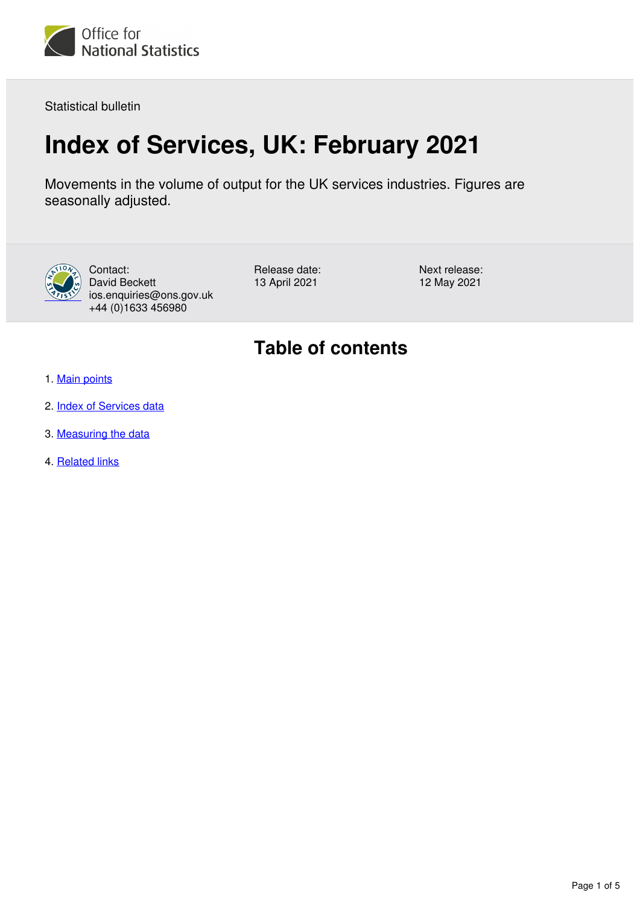Office for National Statistics

Statistical bulletin

# Index of Services, UK: February 2021

Movements in the volume of output for the UK services industries. Figures are seasonally adjusted.

Contact:
David Beckett
ios.enquiries@ons.gov.uk
+44 (0)1633 456980

Release date:
13 April 2021

Next release:
12 May 2021

## Table of contents

1. Main points
2. Index of Services data
3. Measuring the data
4. Related links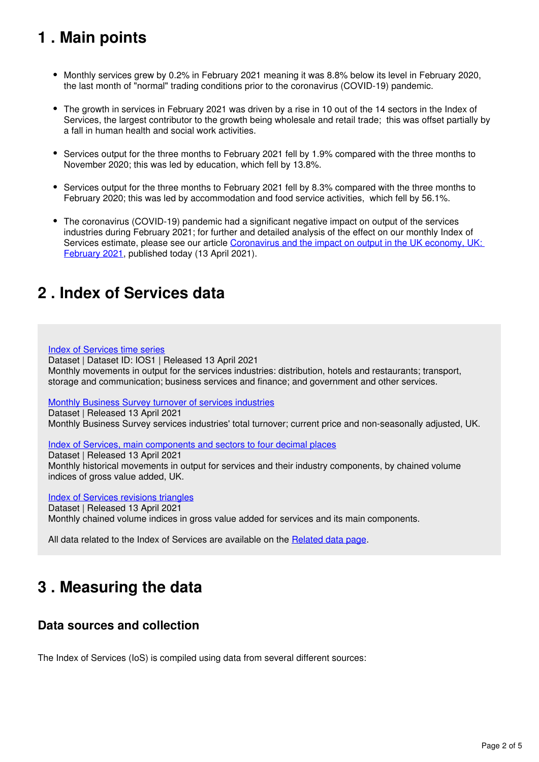## 1 . Main points

- Monthly services grew by 0.2% in February 2021 meaning it was 8.8% below its level in February 2020, the last month of "normal" trading conditions prior to the coronavirus (COVID-19) pandemic.
- The growth in services in February 2021 was driven by a rise in 10 out of the 14 sectors in the Index of Services, the largest contributor to the growth being wholesale and retail trade; this was offset partially by a fall in human health and social work activities.
- Services output for the three months to February 2021 fell by 1.9% compared with the three months to November 2020; this was led by education, which fell by 13.8%.
- Services output for the three months to February 2021 fell by 8.3% compared with the three months to February 2020; this was led by accommodation and food service activities, which fell by 56.1%.
- The coronavirus (COVID-19) pandemic had a significant negative impact on output of the services industries during February 2021; for further and detailed analysis of the effect on our monthly Index of Services estimate, please see our article Coronavirus and the impact on output in the UK economy, UK: February 2021, published today (13 April 2021).

## 2 . Index of Services data

Index of Services time series
Dataset | Dataset ID: IOS1 | Released 13 April 2021
Monthly movements in output for the services industries: distribution, hotels and restaurants; transport, storage and communication; business services and finance; and government and other services.

Monthly Business Survey turnover of services industries
Dataset | Released 13 April 2021
Monthly Business Survey services industries' total turnover; current price and non-seasonally adjusted, UK.

Index of Services, main components and sectors to four decimal places
Dataset | Released 13 April 2021
Monthly historical movements in output for services and their industry components, by chained volume indices of gross value added, UK.

Index of Services revisions triangles
Dataset | Released 13 April 2021
Monthly chained volume indices in gross value added for services and its main components.

All data related to the Index of Services are available on the Related data page.

## 3 . Measuring the data

### Data sources and collection

The Index of Services (IoS) is compiled using data from several different sources: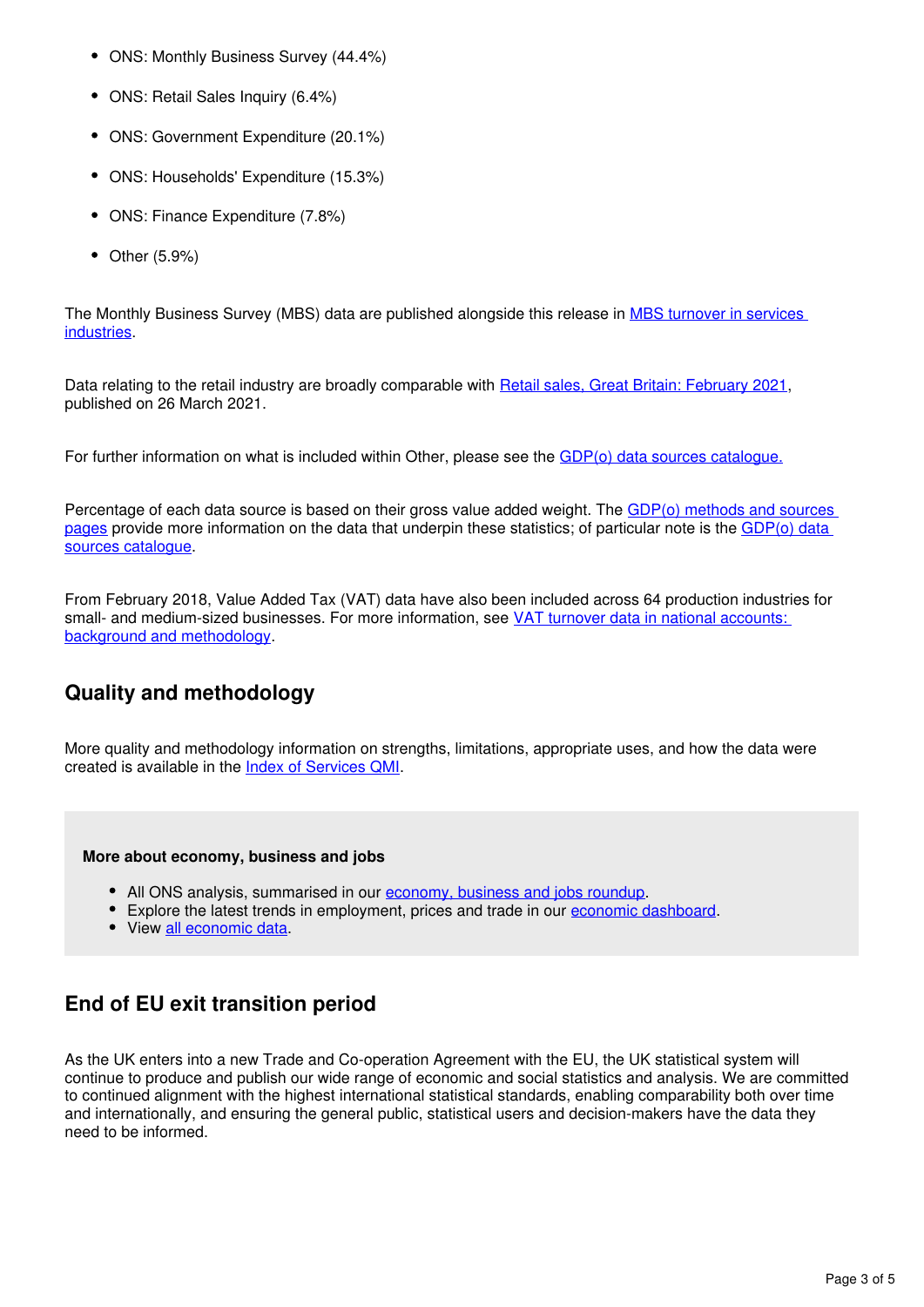- ONS: Monthly Business Survey (44.4%)
- ONS: Retail Sales Inquiry (6.4%)
- ONS: Government Expenditure (20.1%)
- ONS: Households' Expenditure (15.3%)
- ONS: Finance Expenditure (7.8%)
- Other (5.9%)

The Monthly Business Survey (MBS) data are published alongside this release in MBS turnover in services industries.

Data relating to the retail industry are broadly comparable with Retail sales, Great Britain: February 2021, published on 26 March 2021.

For further information on what is included within Other, please see the GDP(o) data sources catalogue.

Percentage of each data source is based on their gross value added weight. The GDP(o) methods and sources pages provide more information on the data that underpin these statistics; of particular note is the GDP(o) data sources catalogue.

From February 2018, Value Added Tax (VAT) data have also been included across 64 production industries for small- and medium-sized businesses. For more information, see VAT turnover data in national accounts: background and methodology.

## Quality and methodology

More quality and methodology information on strengths, limitations, appropriate uses, and how the data were created is available in the Index of Services QMI.

**More about economy, business and jobs**

- All ONS analysis, summarised in our economy, business and jobs roundup.
- Explore the latest trends in employment, prices and trade in our economic dashboard.
- View all economic data.

## End of EU exit transition period

As the UK enters into a new Trade and Co-operation Agreement with the EU, the UK statistical system will continue to produce and publish our wide range of economic and social statistics and analysis. We are committed to continued alignment with the highest international statistical standards, enabling comparability both over time and internationally, and ensuring the general public, statistical users and decision-makers have the data they need to be informed.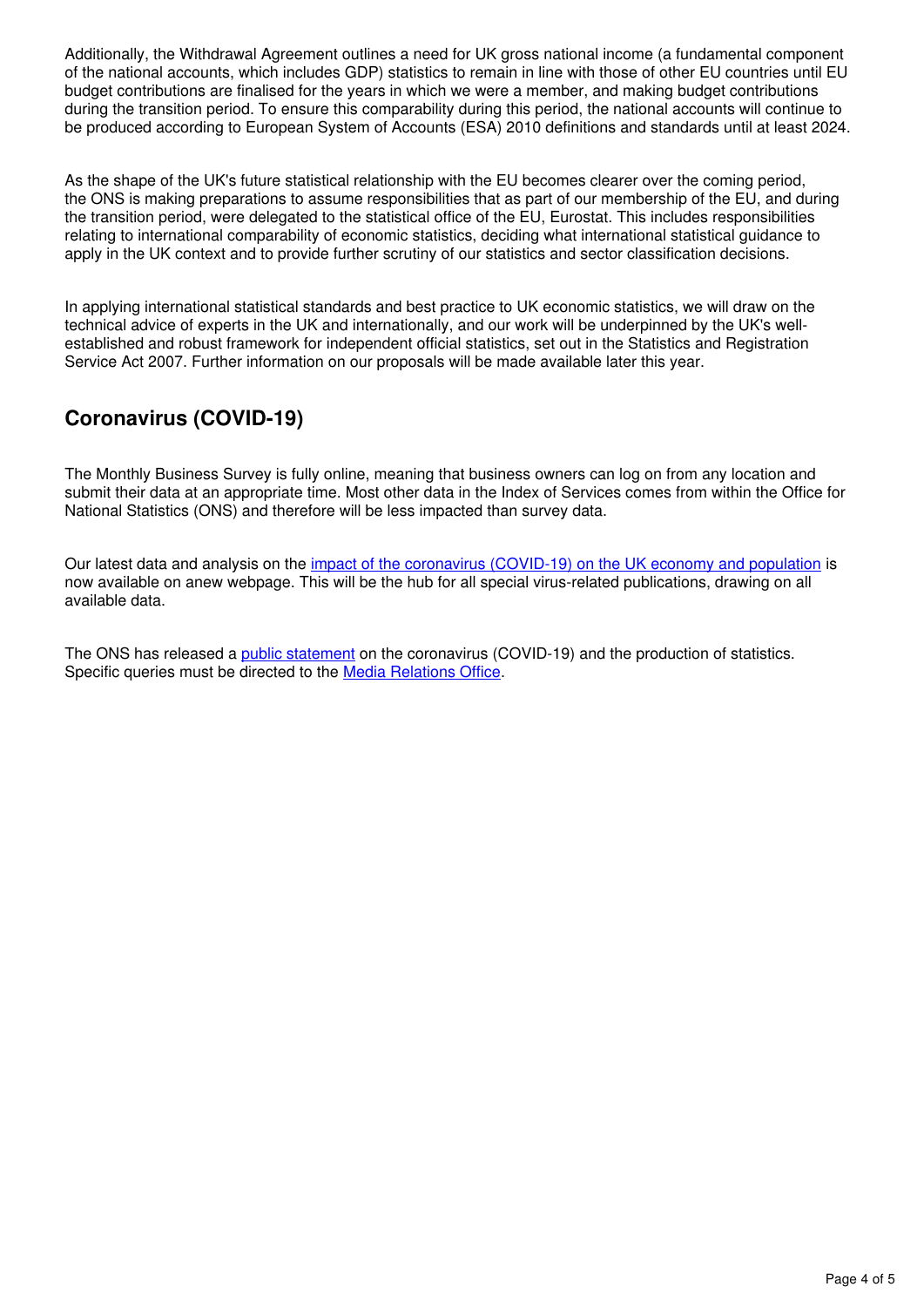Additionally, the Withdrawal Agreement outlines a need for UK gross national income (a fundamental component of the national accounts, which includes GDP) statistics to remain in line with those of other EU countries until EU budget contributions are finalised for the years in which we were a member, and making budget contributions during the transition period. To ensure this comparability during this period, the national accounts will continue to be produced according to European System of Accounts (ESA) 2010 definitions and standards until at least 2024.

As the shape of the UK's future statistical relationship with the EU becomes clearer over the coming period, the ONS is making preparations to assume responsibilities that as part of our membership of the EU, and during the transition period, were delegated to the statistical office of the EU, Eurostat. This includes responsibilities relating to international comparability of economic statistics, deciding what international statistical guidance to apply in the UK context and to provide further scrutiny of our statistics and sector classification decisions.

In applying international statistical standards and best practice to UK economic statistics, we will draw on the technical advice of experts in the UK and internationally, and our work will be underpinned by the UK's well-established and robust framework for independent official statistics, set out in the Statistics and Registration Service Act 2007. Further information on our proposals will be made available later this year.

## Coronavirus (COVID-19)

The Monthly Business Survey is fully online, meaning that business owners can log on from any location and submit their data at an appropriate time. Most other data in the Index of Services comes from within the Office for National Statistics (ONS) and therefore will be less impacted than survey data.

Our latest data and analysis on the impact of the coronavirus (COVID-19) on the UK economy and population is now available on anew webpage. This will be the hub for all special virus-related publications, drawing on all available data.

The ONS has released a public statement on the coronavirus (COVID-19) and the production of statistics. Specific queries must be directed to the Media Relations Office.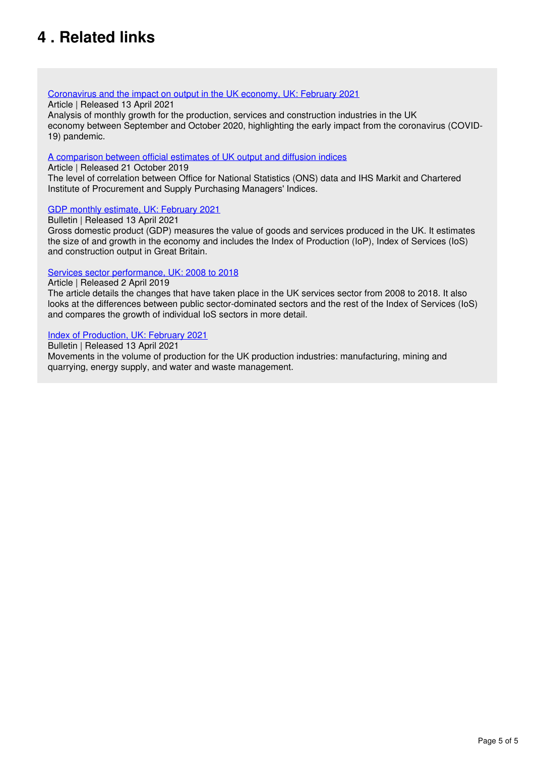# 4 . Related links

[Coronavirus and the impact on output in the UK economy, UK: February 2021]
Article | Released 13 April 2021
Analysis of monthly growth for the production, services and construction industries in the UK economy between September and October 2020, highlighting the early impact from the coronavirus (COVID-19) pandemic.

[A comparison between official estimates of UK output and diffusion indices]
Article | Released 21 October 2019
The level of correlation between Office for National Statistics (ONS) data and IHS Markit and Chartered Institute of Procurement and Supply Purchasing Managers' Indices.

[GDP monthly estimate, UK: February 2021]
Bulletin | Released 13 April 2021
Gross domestic product (GDP) measures the value of goods and services produced in the UK. It estimates the size of and growth in the economy and includes the Index of Production (IoP), Index of Services (IoS) and construction output in Great Britain.

[Services sector performance, UK: 2008 to 2018]
Article | Released 2 April 2019
The article details the changes that have taken place in the UK services sector from 2008 to 2018. It also looks at the differences between public sector-dominated sectors and the rest of the Index of Services (IoS) and compares the growth of individual IoS sectors in more detail.

[Index of Production, UK: February 2021]
Bulletin | Released 13 April 2021
Movements in the volume of production for the UK production industries: manufacturing, mining and quarrying, energy supply, and water and waste management.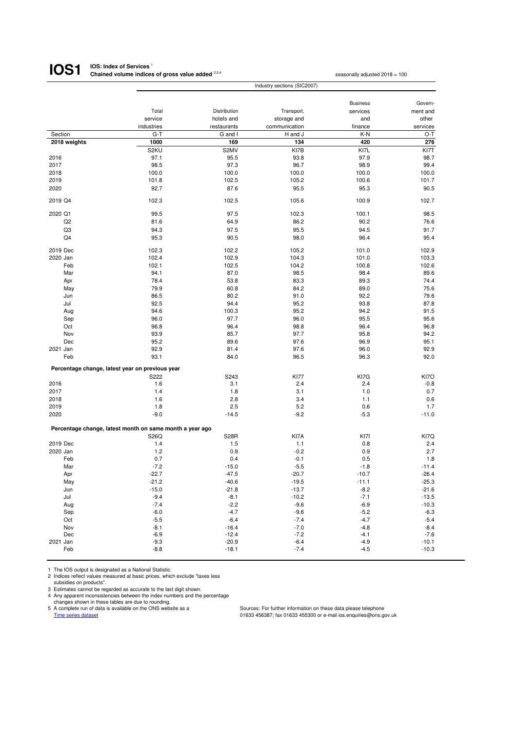# IOS1

**IOS: Index of Services** [1]
**Chained volume indices of gross value added** [2,3,4]

seasonally adjusted 2018 = 100

| | Industry sections (SIC2007) | | | | |
|---|---|---|---|---|---|
| | Total service industries | Distribution hotels and restaurants | Transport, storage and communication | Business services and finance | Government and other services |
| Section | G-T | G and I | H and J | K-N | O-T |
| **2018 weights** | **1000** | **169** | **134** | **420** | **276** |
| | S2KU | S2MV | KI7B | KI7L | KI7T |
| 2016 | 97.1 | 95.5 | 93.8 | 97.9 | 98.7 |
| 2017 | 98.5 | 97.3 | 96.7 | 98.9 | 99.4 |
| 2018 | 100.0 | 100.0 | 100.0 | 100.0 | 100.0 |
| 2019 | 101.8 | 102.5 | 105.2 | 100.6 | 101.7 |
| 2020 | 92.7 | 87.6 | 95.5 | 95.3 | 90.5 |
| 2019 Q4 | 102.3 | 102.5 | 105.6 | 100.9 | 102.7 |
| 2020 Q1 | 99.5 | 97.5 | 102.3 | 100.1 | 98.5 |
| Q2 | 81.6 | 64.9 | 86.2 | 90.2 | 76.6 |
| Q3 | 94.3 | 97.5 | 95.5 | 94.5 | 91.7 |
| Q4 | 95.3 | 90.5 | 98.0 | 96.4 | 95.4 |
| 2019 Dec | 102.3 | 102.2 | 105.2 | 101.0 | 102.9 |
| 2020 Jan | 102.4 | 102.9 | 104.3 | 101.0 | 103.3 |
| Feb | 102.1 | 102.5 | 104.2 | 100.8 | 102.6 |
| Mar | 94.1 | 87.0 | 98.5 | 98.4 | 89.6 |
| Apr | 78.4 | 53.8 | 83.3 | 89.3 | 74.4 |
| May | 79.9 | 60.8 | 84.2 | 89.0 | 75.6 |
| Jun | 86.5 | 80.2 | 91.0 | 92.2 | 79.6 |
| Jul | 92.5 | 94.4 | 95.2 | 93.8 | 87.8 |
| Aug | 94.6 | 100.3 | 95.2 | 94.2 | 91.5 |
| Sep | 96.0 | 97.7 | 96.0 | 95.5 | 95.6 |
| Oct | 96.8 | 96.4 | 98.8 | 96.4 | 96.8 |
| Nov | 93.9 | 85.7 | 97.7 | 95.8 | 94.2 |
| Dec | 95.2 | 89.6 | 97.6 | 96.9 | 95.1 |
| 2021 Jan | 92.9 | 81.4 | 97.6 | 96.0 | 92.9 |
| Feb | 93.1 | 84.0 | 96.5 | 96.3 | 92.0 |
| **Percentage change, latest year on previous year** | | | | | |
| | S222 | S243 | KI77 | KI7G | KI7O |
| 2016 | 1.6 | 3.1 | 2.4 | 2.4 | -0.8 |
| 2017 | 1.4 | 1.8 | 3.1 | 1.0 | 0.7 |
| 2018 | 1.6 | 2.8 | 3.4 | 1.1 | 0.6 |
| 2019 | 1.8 | 2.5 | 5.2 | 0.6 | 1.7 |
| 2020 | -9.0 | -14.5 | -9.2 | -5.3 | -11.0 |
| **Percentage change, latest month on same month a year ago** | | | | | |
| | S26Q | S28R | KI7A | KI7I | KI7Q |
| 2019 Dec | 1.4 | 1.5 | 1.1 | 0.8 | 2.4 |
| 2020 Jan | 1.2 | 0.9 | -0.2 | 0.9 | 2.7 |
| Feb | 0.7 | 0.4 | -0.1 | 0.5 | 1.8 |
| Mar | -7.2 | -15.0 | -5.5 | -1.8 | -11.4 |
| Apr | -22.7 | -47.5 | -20.7 | -10.7 | -26.4 |
| May | -21.2 | -40.6 | -19.5 | -11.1 | -25.3 |
| Jun | -15.0 | -21.8 | -13.7 | -8.2 | -21.6 |
| Jul | -9.4 | -8.1 | -10.2 | -7.1 | -13.5 |
| Aug | -7.4 | -2.2 | -9.6 | -6.9 | -10.3 |
| Sep | -6.0 | -4.7 | -9.6 | -5.2 | -6.3 |
| Oct | -5.5 | -6.4 | -7.4 | -4.7 | -5.4 |
| Nov | -8.1 | -16.4 | -7.0 | -4.8 | -8.4 |
| Dec | -6.9 | -12.4 | -7.2 | -4.1 | -7.6 |
| 2021 Jan | -9.3 | -20.9 | -6.4 | -4.9 | -10.1 |
| Feb | -8.8 | -18.1 | -7.4 | -4.5 | -10.3 |

1 The IOS output is designated as a National Statistic.
2 Indices reflect values measured at basic prices, which exclude "taxes less subsidies on products".
3 Estimates cannot be regarded as accurate to the last digit shown.
4 Any apparent inconsistencies between the index numbers and the percentage changes shown in these tables are due to rounding.
5 A complete run of data is available on the ONS website as a Time series dataset

Sources: For further information on these data please telephone 01633 456387; fax 01633 455300 or e-mail ios.enquiries@ons.gov.uk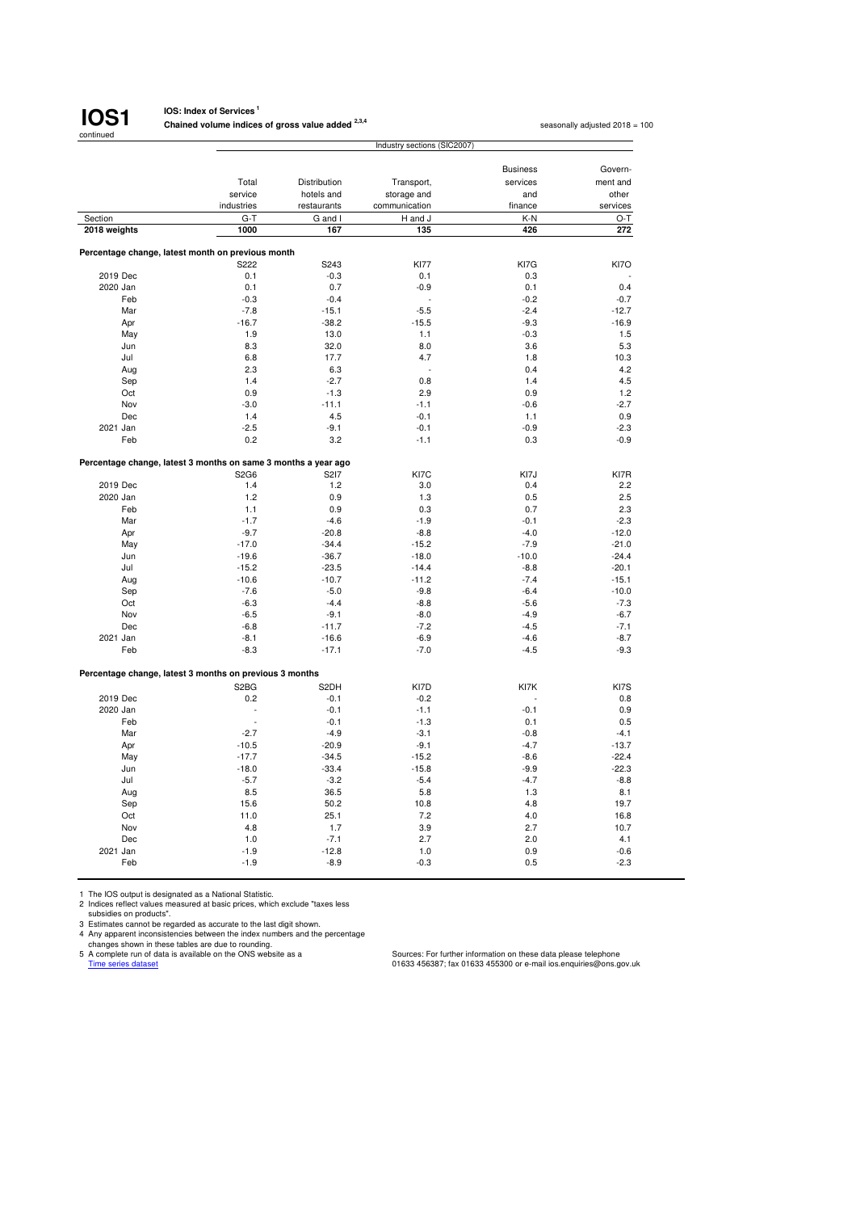# IOS1

continued

**IOS: Index of Services [1]**
**Chained volume indices of gross value added [2,3,4]**

seasonally adjusted 2018 = 100

| | Total service industries | Distribution hotels and restaurants | Transport, storage and communication | Business services and finance | Government and other services |
|---|---|---|---|---|---|
| | Industry sections (SIC2007) | | | | |
| Section | G-T | G and I | H and J | K-N | O-T |
| **2018 weights** | **1000** | **167** | **135** | **426** | **272** |
| **Percentage change, latest month on previous month** | | | | | |
| | S222 | S243 | KI77 | KI7G | KI7O |
| 2019 Dec | 0.1 | -0.3 | 0.1 | 0.3 | - |
| 2020 Jan | 0.1 | 0.7 | -0.9 | 0.1 | 0.4 |
| Feb | -0.3 | -0.4 | - | -0.2 | -0.7 |
| Mar | -7.8 | -15.1 | -5.5 | -2.4 | -12.7 |
| Apr | -16.7 | -38.2 | -15.5 | -9.3 | -16.9 |
| May | 1.9 | 13.0 | 1.1 | -0.3 | 1.5 |
| Jun | 8.3 | 32.0 | 8.0 | 3.6 | 5.3 |
| Jul | 6.8 | 17.7 | 4.7 | 1.8 | 10.3 |
| Aug | 2.3 | 6.3 | - | 0.4 | 4.2 |
| Sep | 1.4 | -2.7 | 0.8 | 1.4 | 4.5 |
| Oct | 0.9 | -1.3 | 2.9 | 0.9 | 1.2 |
| Nov | -3.0 | -11.1 | -1.1 | -0.6 | -2.7 |
| Dec | 1.4 | 4.5 | -0.1 | 1.1 | 0.9 |
| 2021 Jan | -2.5 | -9.1 | -0.1 | -0.9 | -2.3 |
| Feb | 0.2 | 3.2 | -1.1 | 0.3 | -0.9 |
| **Percentage change, latest 3 months on same 3 months a year ago** | | | | | |
| | S2G6 | S2I7 | KI7C | KI7J | KI7R |
| 2019 Dec | 1.4 | 1.2 | 3.0 | 0.4 | 2.2 |
| 2020 Jan | 1.2 | 0.9 | 1.3 | 0.5 | 2.5 |
| Feb | 1.1 | 0.9 | 0.3 | 0.7 | 2.3 |
| Mar | -1.7 | -4.6 | -1.9 | -0.1 | -2.3 |
| Apr | -9.7 | -20.8 | -8.8 | -4.0 | -12.0 |
| May | -17.0 | -34.4 | -15.2 | -7.9 | -21.0 |
| Jun | -19.6 | -36.7 | -18.0 | -10.0 | -24.4 |
| Jul | -15.2 | -23.5 | -14.4 | -8.8 | -20.1 |
| Aug | -10.6 | -10.7 | -11.2 | -7.4 | -15.1 |
| Sep | -7.6 | -5.0 | -9.8 | -6.4 | -10.0 |
| Oct | -6.3 | -4.4 | -8.8 | -5.6 | -7.3 |
| Nov | -6.5 | -9.1 | -8.0 | -4.9 | -6.7 |
| Dec | -6.8 | -11.7 | -7.2 | -4.5 | -7.1 |
| 2021 Jan | -8.1 | -16.6 | -6.9 | -4.6 | -8.7 |
| Feb | -8.3 | -17.1 | -7.0 | -4.5 | -9.3 |
| **Percentage change, latest 3 months on previous 3 months** | | | | | |
| | S2BG | S2DH | KI7D | KI7K | KI7S |
| 2019 Dec | 0.2 | -0.1 | -0.2 | - | 0.8 |
| 2020 Jan | - | -0.1 | -1.1 | -0.1 | 0.9 |
| Feb | - | -0.1 | -1.3 | 0.1 | 0.5 |
| Mar | -2.7 | -4.9 | -3.1 | -0.8 | -4.1 |
| Apr | -10.5 | -20.9 | -9.1 | -4.7 | -13.7 |
| May | -17.7 | -34.5 | -15.2 | -8.6 | -22.4 |
| Jun | -18.0 | -33.4 | -15.8 | -9.9 | -22.3 |
| Jul | -5.7 | -3.2 | -5.4 | -4.7 | -8.8 |
| Aug | 8.5 | 36.5 | 5.8 | 1.3 | 8.1 |
| Sep | 15.6 | 50.2 | 10.8 | 4.8 | 19.7 |
| Oct | 11.0 | 25.1 | 7.2 | 4.0 | 16.8 |
| Nov | 4.8 | 1.7 | 3.9 | 2.7 | 10.7 |
| Dec | 1.0 | -7.1 | 2.7 | 2.0 | 4.1 |
| 2021 Jan | -1.9 | -12.8 | 1.0 | 0.9 | -0.6 |
| Feb | -1.9 | -8.9 | -0.3 | 0.5 | -2.3 |

1 The IOS output is designated as a National Statistic.
2 Indices reflect values measured at basic prices, which exclude "taxes less subsidies on products".
3 Estimates cannot be regarded as accurate to the last digit shown.
4 Any apparent inconsistencies between the index numbers and the percentage changes shown in these tables are due to rounding.
5 A complete run of data is available on the ONS website as a Time series dataset

Sources: For further information on these data please telephone 01633 456387; fax 01633 455300 or e-mail ios.enquiries@ons.gov.uk